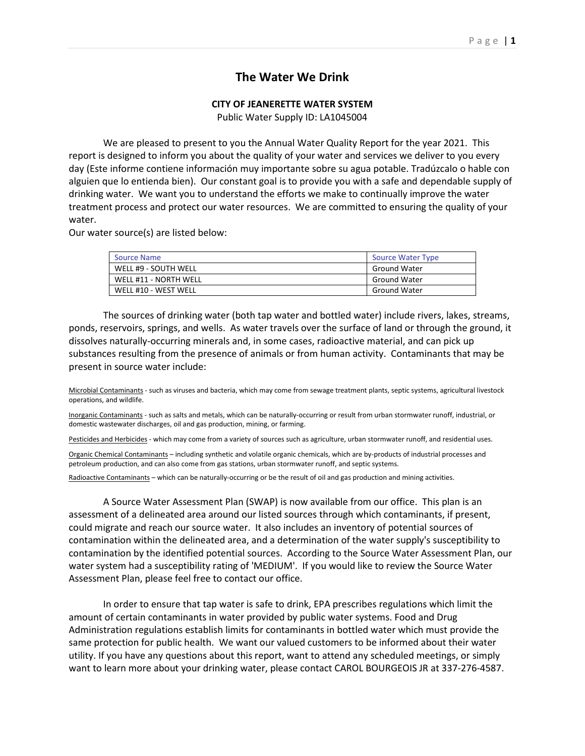# The Water We Drink

**CITY OF JEANERETTE WATER SYSTEM**

Public Water Supply ID: LA1045004

We are pleased to present to you the Annual Water Quality Report for the year 2021. This report is designed to inform you about the quality of your water and services we deliver to you every day (Este informe contiene información muy importante sobre su agua potable. Tradúzcalo o hable con alguien que lo entienda bien). Our constant goal is to provide you with a safe and dependable supply of drinking water. We want you to understand the efforts we make to continually improve the water treatment process and protect our water resources. We are committed to ensuring the quality of your water.

Our water source(s) are listed below:

| Source Name | Source Water Type |
|---|---|
| WELL #9 - SOUTH WELL | Ground Water |
| WELL #11 - NORTH WELL | Ground Water |
| WELL #10 - WEST WELL | Ground Water |

The sources of drinking water (both tap water and bottled water) include rivers, lakes, streams, ponds, reservoirs, springs, and wells. As water travels over the surface of land or through the ground, it dissolves naturally-occurring minerals and, in some cases, radioactive material, and can pick up substances resulting from the presence of animals or from human activity. Contaminants that may be present in source water include:

Microbial Contaminants - such as viruses and bacteria, which may come from sewage treatment plants, septic systems, agricultural livestock operations, and wildlife.

Inorganic Contaminants - such as salts and metals, which can be naturally-occurring or result from urban stormwater runoff, industrial, or domestic wastewater discharges, oil and gas production, mining, or farming.

Pesticides and Herbicides - which may come from a variety of sources such as agriculture, urban stormwater runoff, and residential uses.

Organic Chemical Contaminants – including synthetic and volatile organic chemicals, which are by-products of industrial processes and petroleum production, and can also come from gas stations, urban stormwater runoff, and septic systems.

Radioactive Contaminants – which can be naturally-occurring or be the result of oil and gas production and mining activities.

A Source Water Assessment Plan (SWAP) is now available from our office. This plan is an assessment of a delineated area around our listed sources through which contaminants, if present, could migrate and reach our source water. It also includes an inventory of potential sources of contamination within the delineated area, and a determination of the water supply's susceptibility to contamination by the identified potential sources. According to the Source Water Assessment Plan, our water system had a susceptibility rating of 'MEDIUM'. If you would like to review the Source Water Assessment Plan, please feel free to contact our office.

In order to ensure that tap water is safe to drink, EPA prescribes regulations which limit the amount of certain contaminants in water provided by public water systems. Food and Drug Administration regulations establish limits for contaminants in bottled water which must provide the same protection for public health. We want our valued customers to be informed about their water utility. If you have any questions about this report, want to attend any scheduled meetings, or simply want to learn more about your drinking water, please contact CAROL BOURGEOIS JR at 337-276-4587.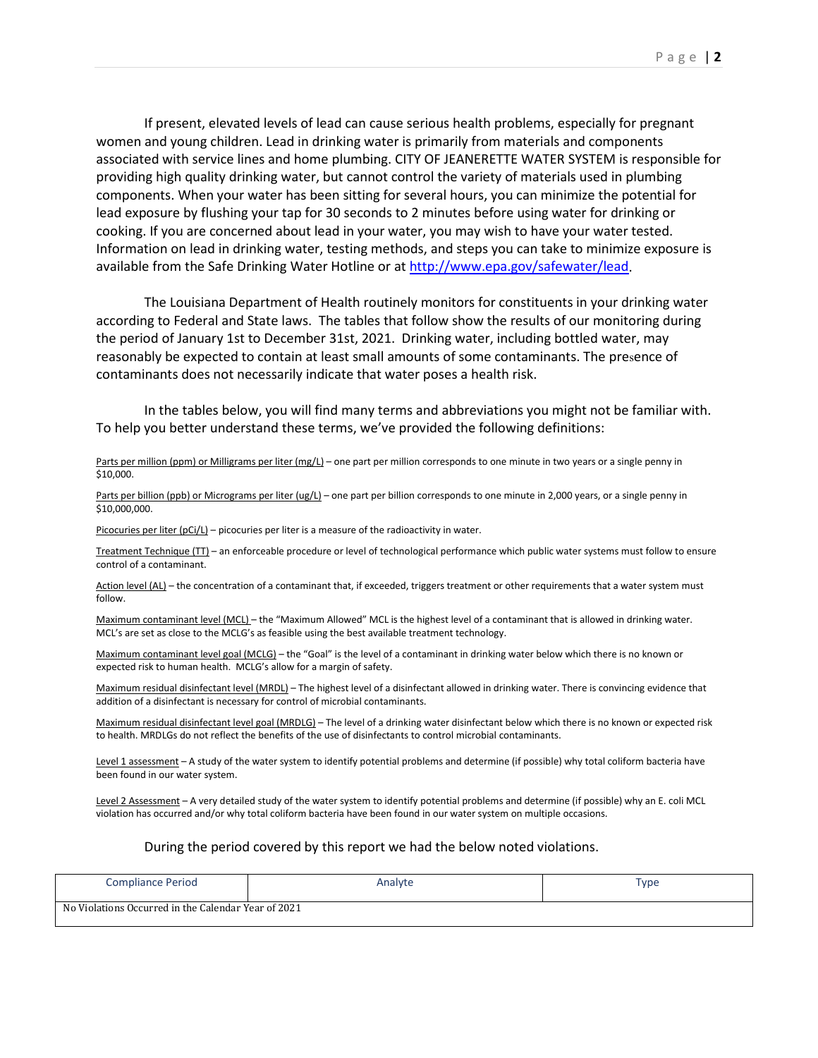If present, elevated levels of lead can cause serious health problems, especially for pregnant women and young children. Lead in drinking water is primarily from materials and components associated with service lines and home plumbing. CITY OF JEANERETTE WATER SYSTEM is responsible for providing high quality drinking water, but cannot control the variety of materials used in plumbing components. When your water has been sitting for several hours, you can minimize the potential for lead exposure by flushing your tap for 30 seconds to 2 minutes before using water for drinking or cooking. If you are concerned about lead in your water, you may wish to have your water tested. Information on lead in drinking water, testing methods, and steps you can take to minimize exposure is available from the Safe Drinking Water Hotline or at http://www.epa.gov/safewater/lead.

The Louisiana Department of Health routinely monitors for constituents in your drinking water according to Federal and State laws. The tables that follow show the results of our monitoring during the period of January 1st to December 31st, 2021. Drinking water, including bottled water, may reasonably be expected to contain at least small amounts of some contaminants. The presence of contaminants does not necessarily indicate that water poses a health risk.

In the tables below, you will find many terms and abbreviations you might not be familiar with. To help you better understand these terms, we've provided the following definitions:

Parts per million (ppm) or Milligrams per liter (mg/L) – one part per million corresponds to one minute in two years or a single penny in $10,000.

Parts per billion (ppb) or Micrograms per liter (ug/L) – one part per billion corresponds to one minute in 2,000 years, or a single penny in $10,000,000.

Picocuries per liter (pCi/L) – picocuries per liter is a measure of the radioactivity in water.

Treatment Technique (TT) – an enforceable procedure or level of technological performance which public water systems must follow to ensure control of a contaminant.

Action level (AL) – the concentration of a contaminant that, if exceeded, triggers treatment or other requirements that a water system must follow.

Maximum contaminant level (MCL) – the "Maximum Allowed" MCL is the highest level of a contaminant that is allowed in drinking water. MCL's are set as close to the MCLG's as feasible using the best available treatment technology.

Maximum contaminant level goal (MCLG) – the "Goal" is the level of a contaminant in drinking water below which there is no known or expected risk to human health. MCLG's allow for a margin of safety.

Maximum residual disinfectant level (MRDL) – The highest level of a disinfectant allowed in drinking water. There is convincing evidence that addition of a disinfectant is necessary for control of microbial contaminants.

Maximum residual disinfectant level goal (MRDLG) – The level of a drinking water disinfectant below which there is no known or expected risk to health. MRDLGs do not reflect the benefits of the use of disinfectants to control microbial contaminants.

Level 1 assessment – A study of the water system to identify potential problems and determine (if possible) why total coliform bacteria have been found in our water system.

Level 2 Assessment – A very detailed study of the water system to identify potential problems and determine (if possible) why an E. coli MCL violation has occurred and/or why total coliform bacteria have been found in our water system on multiple occasions.

During the period covered by this report we had the below noted violations.

| Compliance Period | Analyte | Type |
|---|---|---|
| No Violations Occurred in the Calendar Year of 2021 | | |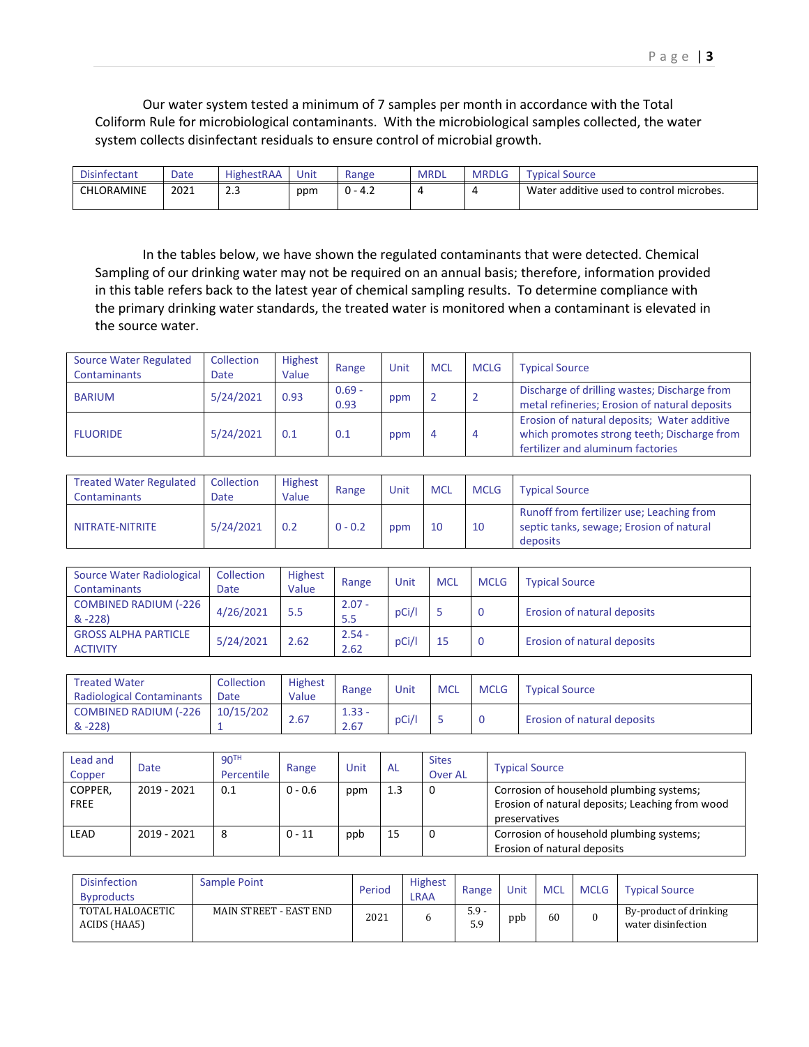Our water system tested a minimum of 7 samples per month in accordance with the Total Coliform Rule for microbiological contaminants. With the microbiological samples collected, the water system collects disinfectant residuals to ensure control of microbial growth.

| Disinfectant | Date | HighestRAA | Unit | Range | MRDL | MRDLG | Typical Source |
|---|---|---|---|---|---|---|---|
| CHLORAMINE | 2021 | 2.3 | ppm | 0 - 4.2 | 4 | 4 | Water additive used to control microbes. |

In the tables below, we have shown the regulated contaminants that were detected. Chemical Sampling of our drinking water may not be required on an annual basis; therefore, information provided in this table refers back to the latest year of chemical sampling results. To determine compliance with the primary drinking water standards, the treated water is monitored when a contaminant is elevated in the source water.

| Source Water Regulated Contaminants | Collection Date | Highest Value | Range | Unit | MCL | MCLG | Typical Source |
|---|---|---|---|---|---|---|---|
| BARIUM | 5/24/2021 | 0.93 | 0.69 - 0.93 | ppm | 2 | 2 | Discharge of drilling wastes; Discharge from metal refineries; Erosion of natural deposits |
| FLUORIDE | 5/24/2021 | 0.1 | 0.1 | ppm | 4 | 4 | Erosion of natural deposits; Water additive which promotes strong teeth; Discharge from fertilizer and aluminum factories |

| Treated Water Regulated Contaminants | Collection Date | Highest Value | Range | Unit | MCL | MCLG | Typical Source |
|---|---|---|---|---|---|---|---|
| NITRATE-NITRITE | 5/24/2021 | 0.2 | 0 - 0.2 | ppm | 10 | 10 | Runoff from fertilizer use; Leaching from septic tanks, sewage; Erosion of natural deposits |

| Source Water Radiological Contaminants | Collection Date | Highest Value | Range | Unit | MCL | MCLG | Typical Source |
|---|---|---|---|---|---|---|---|
| COMBINED RADIUM (-226 & -228) | 4/26/2021 | 5.5 | 2.07 - 5.5 | pCi/l | 5 | 0 | Erosion of natural deposits |
| GROSS ALPHA PARTICLE ACTIVITY | 5/24/2021 | 2.62 | 2.54 - 2.62 | pCi/l | 15 | 0 | Erosion of natural deposits |

| Treated Water Radiological Contaminants | Collection Date | Highest Value | Range | Unit | MCL | MCLG | Typical Source |
|---|---|---|---|---|---|---|---|
| COMBINED RADIUM (-226 & -228) | 10/15/2021 | 2.67 | 1.33 - 2.67 | pCi/l | 5 | 0 | Erosion of natural deposits |

| Lead and Copper | Date | 90TH Percentile | Range | Unit | AL | Sites Over AL | Typical Source |
|---|---|---|---|---|---|---|---|
| COPPER, FREE | 2019 - 2021 | 0.1 | 0 - 0.6 | ppm | 1.3 | 0 | Corrosion of household plumbing systems; Erosion of natural deposits; Leaching from wood preservatives |
| LEAD | 2019 - 2021 | 8 | 0 - 11 | ppb | 15 | 0 | Corrosion of household plumbing systems; Erosion of natural deposits |

| Disinfection Byproducts | Sample Point | Period | Highest LRAA | Range | Unit | MCL | MCLG | Typical Source |
|---|---|---|---|---|---|---|---|---|
| TOTAL HALOACETIC ACIDS (HAA5) | MAIN STREET - EAST END | 2021 | 6 | 5.9 - 5.9 | ppb | 60 | 0 | By-product of drinking water disinfection |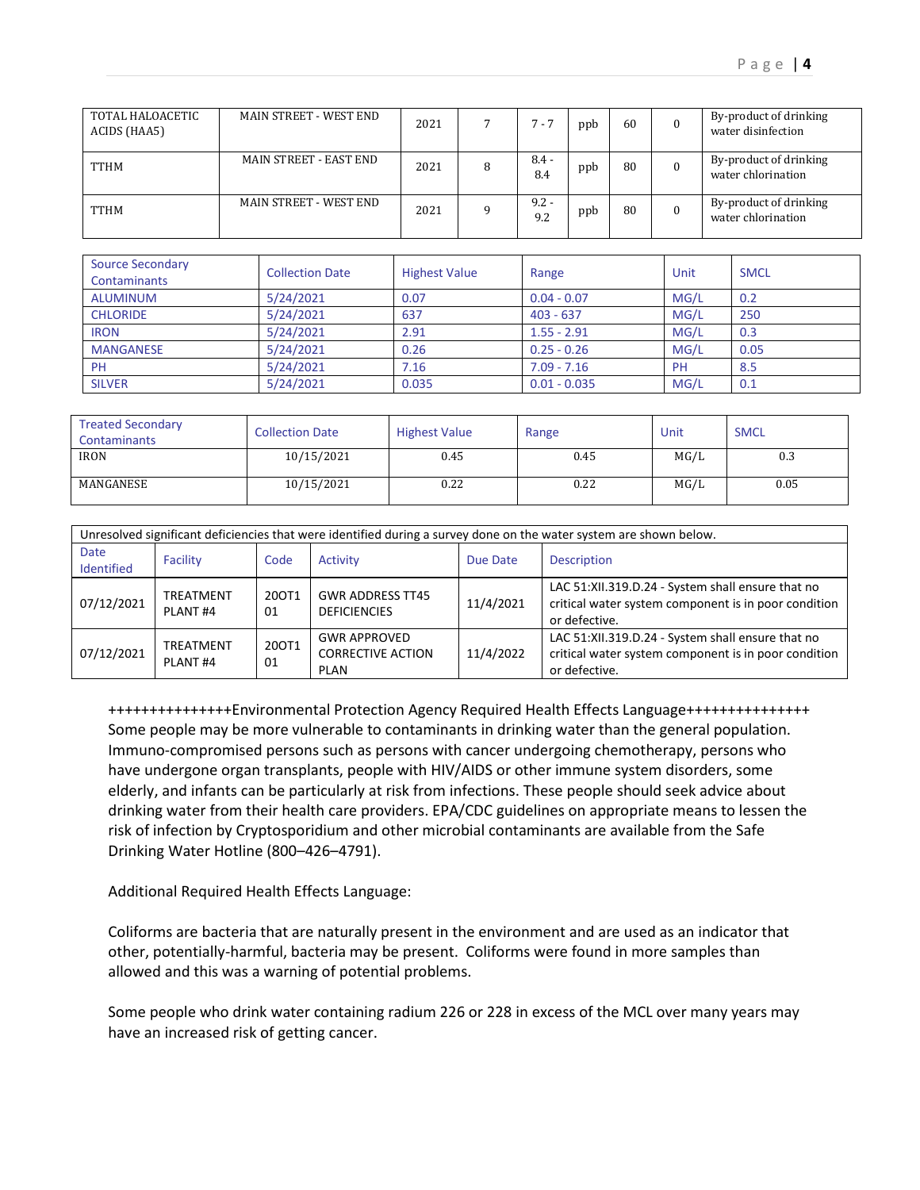| TOTAL HALOACETIC ACIDS (HAA5) | MAIN STREET - WEST END | 2021 | 7 | 7 - 7 | ppb | 60 | 0 | By-product of drinking water disinfection |
|---|---|---|---|---|---|---|---|---|
| TTHM | MAIN STREET - EAST END | 2021 | 8 | 8.4 - 8.4 | ppb | 80 | 0 | By-product of drinking water chlorination |
| TTHM | MAIN STREET - WEST END | 2021 | 9 | 9.2 - 9.2 | ppb | 80 | 0 | By-product of drinking water chlorination |

| Source Secondary Contaminants | Collection Date | Highest Value | Range | Unit | SMCL |
|---|---|---|---|---|---|
| ALUMINUM | 5/24/2021 | 0.07 | 0.04 - 0.07 | MG/L | 0.2 |
| CHLORIDE | 5/24/2021 | 637 | 403 - 637 | MG/L | 250 |
| IRON | 5/24/2021 | 2.91 | 1.55 - 2.91 | MG/L | 0.3 |
| MANGANESE | 5/24/2021 | 0.26 | 0.25 - 0.26 | MG/L | 0.05 |
| PH | 5/24/2021 | 7.16 | 7.09 - 7.16 | PH | 8.5 |
| SILVER | 5/24/2021 | 0.035 | 0.01 - 0.035 | MG/L | 0.1 |

| Treated Secondary Contaminants | Collection Date | Highest Value | Range | Unit | SMCL |
|---|---|---|---|---|---|
| IRON | 10/15/2021 | 0.45 | 0.45 | MG/L | 0.3 |
| MANGANESE | 10/15/2021 | 0.22 | 0.22 | MG/L | 0.05 |

Unresolved significant deficiencies that were identified during a survey done on the water system are shown below.

| Date Identified | Facility | Code | Activity | Due Date | Description |
|---|---|---|---|---|---|
| 07/12/2021 | TREATMENT PLANT #4 | 20OT1 01 | GWR ADDRESS TT45 DEFICIENCIES | 11/4/2021 | LAC 51:XII.319.D.24 - System shall ensure that no critical water system component is in poor condition or defective. |
| 07/12/2021 | TREATMENT PLANT #4 | 20OT1 01 | GWR APPROVED CORRECTIVE ACTION PLAN | 11/4/2022 | LAC 51:XII.319.D.24 - System shall ensure that no critical water system component is in poor condition or defective. |

+++++++++++++++Environmental Protection Agency Required Health Effects Language+++++++++++++++
Some people may be more vulnerable to contaminants in drinking water than the general population. Immuno-compromised persons such as persons with cancer undergoing chemotherapy, persons who have undergone organ transplants, people with HIV/AIDS or other immune system disorders, some elderly, and infants can be particularly at risk from infections. These people should seek advice about drinking water from their health care providers. EPA/CDC guidelines on appropriate means to lessen the risk of infection by Cryptosporidium and other microbial contaminants are available from the Safe Drinking Water Hotline (800–426–4791).

Additional Required Health Effects Language:

Coliforms are bacteria that are naturally present in the environment and are used as an indicator that other, potentially-harmful, bacteria may be present. Coliforms were found in more samples than allowed and this was a warning of potential problems.

Some people who drink water containing radium 226 or 228 in excess of the MCL over many years may have an increased risk of getting cancer.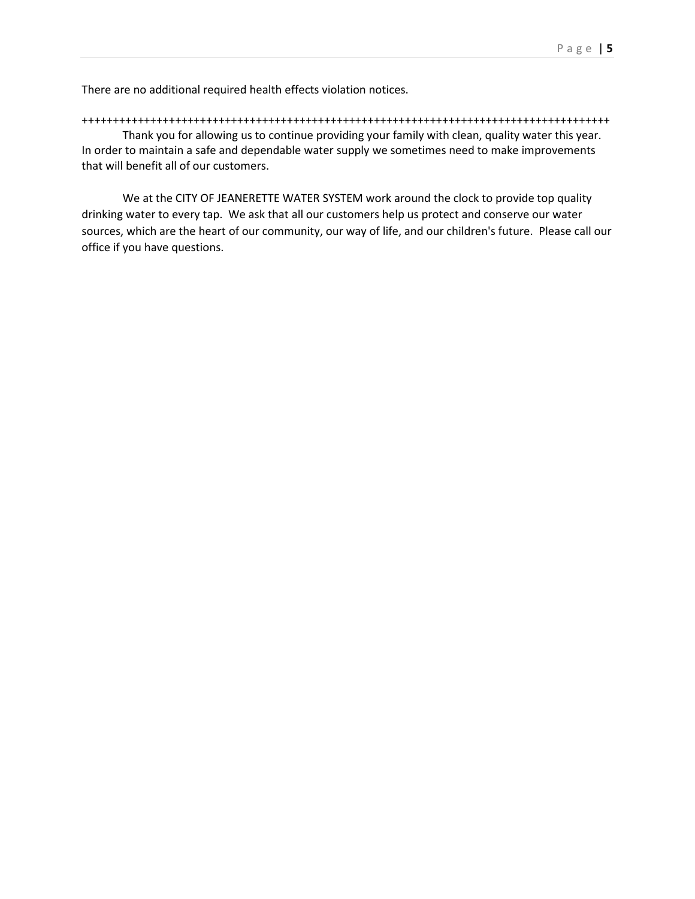There are no additional required health effects violation notices.

++++++++++++++++++++++++++++++++++++++++++++++++++++++++++++++++++++++++++++++++++++

Thank you for allowing us to continue providing your family with clean, quality water this year. In order to maintain a safe and dependable water supply we sometimes need to make improvements that will benefit all of our customers.

We at the CITY OF JEANERETTE WATER SYSTEM work around the clock to provide top quality drinking water to every tap. We ask that all our customers help us protect and conserve our water sources, which are the heart of our community, our way of life, and our children's future. Please call our office if you have questions.